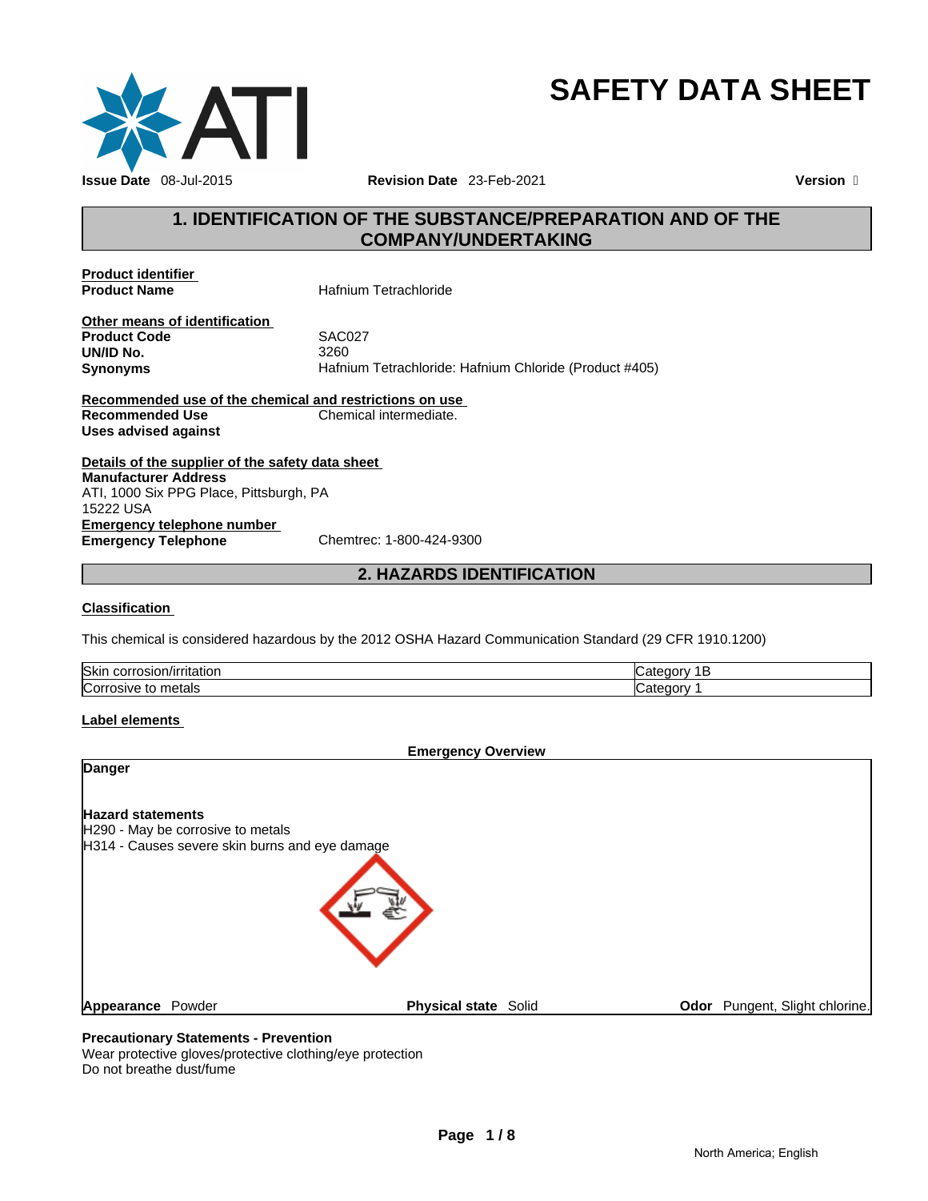# SAFETY DATA SHEET

**Issue Date** 08-Jul-2015 **Revision Date** 23-Feb-2021 **Version** 

## 1. IDENTIFICATION OF THE SUBSTANCE/PREPARATION AND OF THE COMPANY/UNDERTAKING

**Product identifier**

**Product Name** Hafnium Tetrachloride

**Other means of identification**

**Product Code** SAC027

**UN/ID No.** 3260

**Synonyms** Hafnium Tetrachloride: Hafnium Chloride (Product #405)

**Recommended use of the chemical and restrictions on use**

**Recommended Use** Chemical intermediate.

**Uses advised against**

**Details of the supplier of the safety data sheet**

**Manufacturer Address**
ATI, 1000 Six PPG Place, Pittsburgh, PA
15222 USA

**Emergency telephone number**

**Emergency Telephone** Chemtrec: 1-800-424-9300

## 2. HAZARDS IDENTIFICATION

**Classification**

This chemical is considered hazardous by the 2012 OSHA Hazard Communication Standard (29 CFR 1910.1200)

| | |
|---|---|
| Skin corrosion/irritation | Category 1B |
| Corrosive to metals | Category 1 |

**Label elements**

**Emergency Overview**

**Danger**

**Hazard statements**
H290 - May be corrosive to metals
H314 - Causes severe skin burns and eye damage

**Appearance** Powder **Physical state** Solid **Odor** Pungent, Slight chlorine.

**Precautionary Statements - Prevention**
Wear protective gloves/protective clothing/eye protection
Do not breathe dust/fume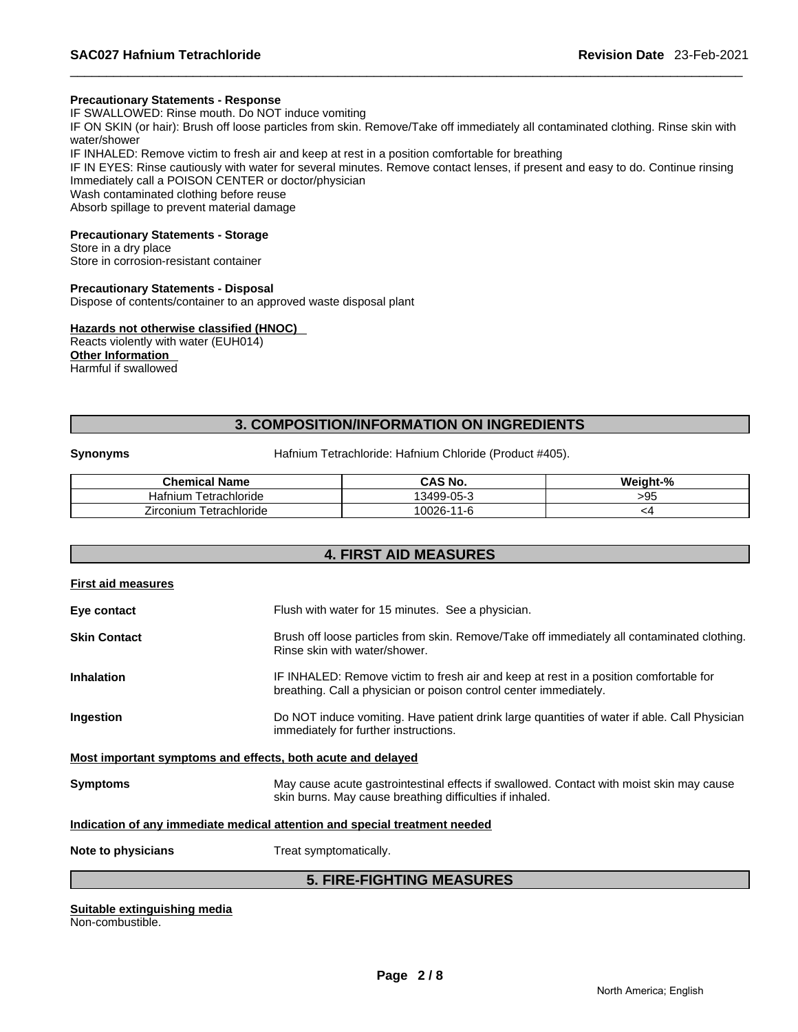**Precautionary Statements - Response**

IF SWALLOWED: Rinse mouth. Do NOT induce vomiting
IF ON SKIN (or hair): Brush off loose particles from skin. Remove/Take off immediately all contaminated clothing. Rinse skin with water/shower
IF INHALED: Remove victim to fresh air and keep at rest in a position comfortable for breathing
IF IN EYES: Rinse cautiously with water for several minutes. Remove contact lenses, if present and easy to do. Continue rinsing
Immediately call a POISON CENTER or doctor/physician
Wash contaminated clothing before reuse
Absorb spillage to prevent material damage

**Precautionary Statements - Storage**

Store in a dry place
Store in corrosion-resistant container

**Precautionary Statements - Disposal**

Dispose of contents/container to an approved waste disposal plant

**Hazards not otherwise classified (HNOC)**

Reacts violently with water (EUH014)

**Other Information**

Harmful if swallowed

## 3. COMPOSITION/INFORMATION ON INGREDIENTS

**Synonyms** Hafnium Tetrachloride: Hafnium Chloride (Product #405).

| Chemical Name | CAS No. | Weight-% |
|---|---|---|
| Hafnium Tetrachloride | 13499-05-3 | >95 |
| Zirconium Tetrachloride | 10026-11-6 | <4 |

## 4. FIRST AID MEASURES

**First aid measures**

**Eye contact** Flush with water for 15 minutes. See a physician.

**Skin Contact** Brush off loose particles from skin. Remove/Take off immediately all contaminated clothing. Rinse skin with water/shower.

**Inhalation** IF INHALED: Remove victim to fresh air and keep at rest in a position comfortable for breathing. Call a physician or poison control center immediately.

**Ingestion** Do NOT induce vomiting. Have patient drink large quantities of water if able. Call Physician immediately for further instructions.

**Most important symptoms and effects, both acute and delayed**

**Symptoms** May cause acute gastrointestinal effects if swallowed. Contact with moist skin may cause skin burns. May cause breathing difficulties if inhaled.

**Indication of any immediate medical attention and special treatment needed**

**Note to physicians** Treat symptomatically.

## 5. FIRE-FIGHTING MEASURES

**Suitable extinguishing media**

Non-combustible.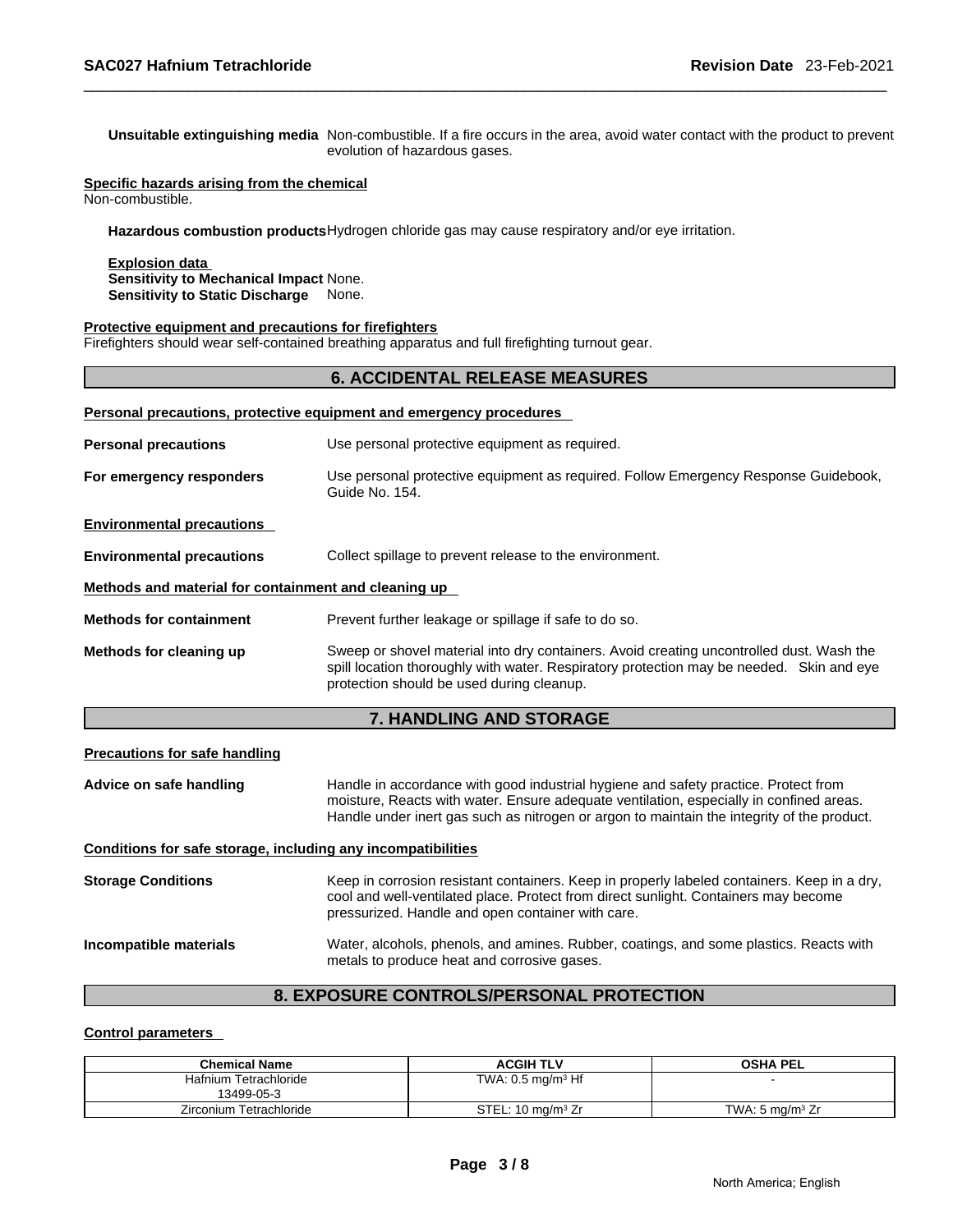**Unsuitable extinguishing media** Non-combustible. If a fire occurs in the area, avoid water contact with the product to prevent evolution of hazardous gases.

**Specific hazards arising from the chemical**
Non-combustible.

**Hazardous combustion products** Hydrogen chloride gas may cause respiratory and/or eye irritation.

**Explosion data**
**Sensitivity to Mechanical Impact** None.
**Sensitivity to Static Discharge** None.

**Protective equipment and precautions for firefighters**
Firefighters should wear self-contained breathing apparatus and full firefighting turnout gear.

## 6. ACCIDENTAL RELEASE MEASURES

**Personal precautions, protective equipment and emergency procedures**

**Personal precautions** Use personal protective equipment as required.

**For emergency responders** Use personal protective equipment as required. Follow Emergency Response Guidebook, Guide No. 154.

**Environmental precautions**

**Environmental precautions** Collect spillage to prevent release to the environment.

**Methods and material for containment and cleaning up**

**Methods for containment** Prevent further leakage or spillage if safe to do so.

**Methods for cleaning up** Sweep or shovel material into dry containers. Avoid creating uncontrolled dust. Wash the spill location thoroughly with water. Respiratory protection may be needed. Skin and eye protection should be used during cleanup.

## 7. HANDLING AND STORAGE

**Precautions for safe handling**

**Advice on safe handling** Handle in accordance with good industrial hygiene and safety practice. Protect from moisture, Reacts with water. Ensure adequate ventilation, especially in confined areas. Handle under inert gas such as nitrogen or argon to maintain the integrity of the product.

**Conditions for safe storage, including any incompatibilities**

**Storage Conditions** Keep in corrosion resistant containers. Keep in properly labeled containers. Keep in a dry, cool and well-ventilated place. Protect from direct sunlight. Containers may become pressurized. Handle and open container with care.

**Incompatible materials** Water, alcohols, phenols, and amines. Rubber, coatings, and some plastics. Reacts with metals to produce heat and corrosive gases.

## 8. EXPOSURE CONTROLS/PERSONAL PROTECTION

**Control parameters**

| Chemical Name | ACGIH TLV | OSHA PEL |
|---|---|---|
| Hafnium Tetrachloride 13499-05-3 | TWA: 0.5 mg/m³ Hf | - |
| Zirconium Tetrachloride | STEL: 10 mg/m³ Zr | TWA: 5 mg/m³ Zr |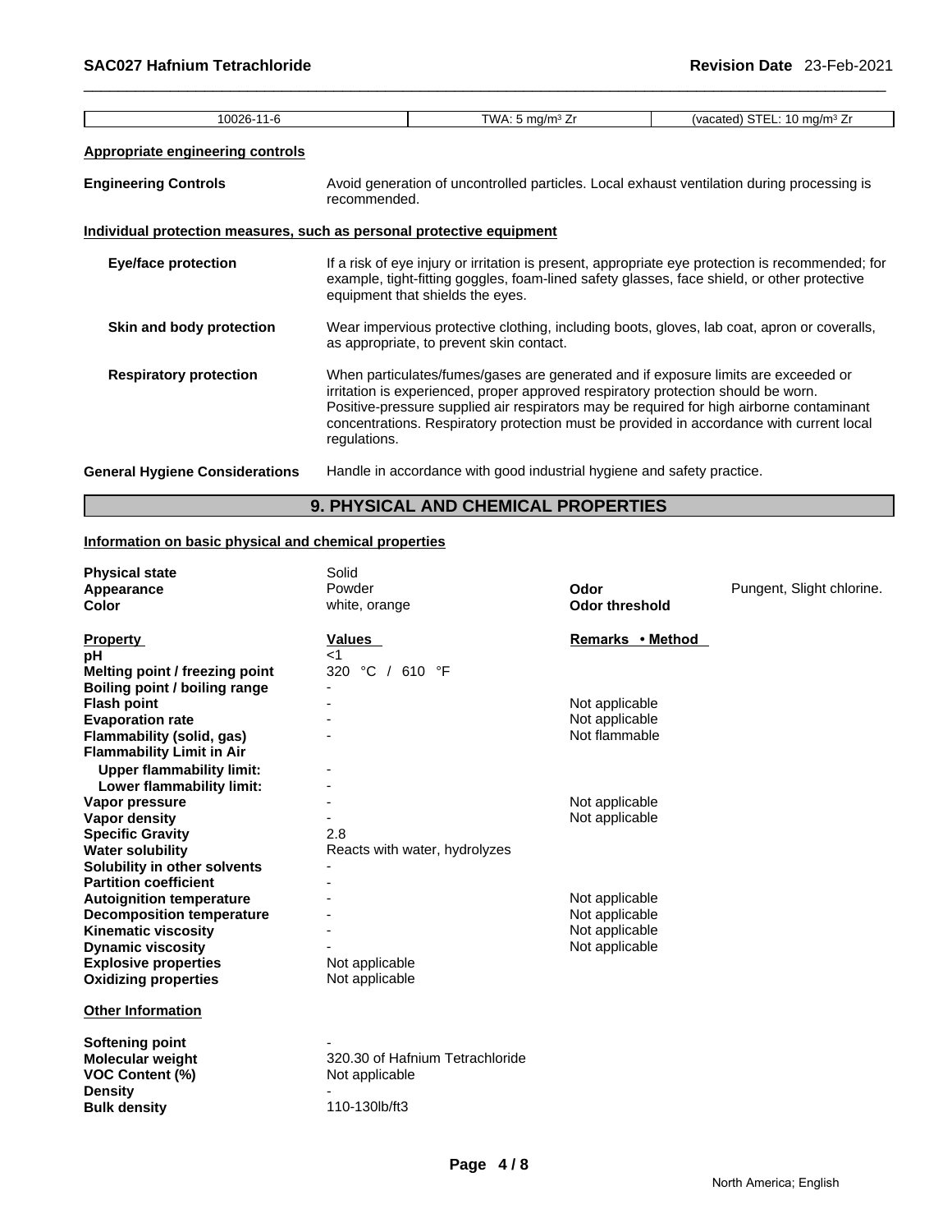| | | |
|---|---|---|
| 10026-11-6 | TWA: 5 mg/m³ Zr | (vacated) STEL: 10 mg/m³ Zr |

**Appropriate engineering controls**

**Engineering Controls** Avoid generation of uncontrolled particles. Local exhaust ventilation during processing is recommended.

**Individual protection measures, such as personal protective equipment**

**Eye/face protection** If a risk of eye injury or irritation is present, appropriate eye protection is recommended; for example, tight-fitting goggles, foam-lined safety glasses, face shield, or other protective equipment that shields the eyes.

**Skin and body protection** Wear impervious protective clothing, including boots, gloves, lab coat, apron or coveralls, as appropriate, to prevent skin contact.

**Respiratory protection** When particulates/fumes/gases are generated and if exposure limits are exceeded or irritation is experienced, proper approved respiratory protection should be worn. Positive-pressure supplied air respirators may be required for high airborne contaminant concentrations. Respiratory protection must be provided in accordance with current local regulations.

**General Hygiene Considerations** Handle in accordance with good industrial hygiene and safety practice.

## 9. PHYSICAL AND CHEMICAL PROPERTIES

**Information on basic physical and chemical properties**

| | | | |
|---|---|---|---|
| **Physical state** | Solid | | |
| **Appearance** | Powder | **Odor** | Pungent, Slight chlorine. |
| **Color** | white, orange | **Odor threshold** | |

| **Property** | **Values** | **Remarks • Method** |
|---|---|---|
| **pH** | <1 | |
| **Melting point / freezing point** | 320 °C / 610 °F | |
| **Boiling point / boiling range** | - | |
| **Flash point** | - | Not applicable |
| **Evaporation rate** | - | Not applicable |
| **Flammability (solid, gas)** | - | Not flammable |
| **Flammability Limit in Air** | | |
| **Upper flammability limit:** | - | |
| **Lower flammability limit:** | - | |
| **Vapor pressure** | - | Not applicable |
| **Vapor density** | - | Not applicable |
| **Specific Gravity** | 2.8 | |
| **Water solubility** | Reacts with water, hydrolyzes | |
| **Solubility in other solvents** | - | |
| **Partition coefficient** | - | |
| **Autoignition temperature** | - | Not applicable |
| **Decomposition temperature** | - | Not applicable |
| **Kinematic viscosity** | - | Not applicable |
| **Dynamic viscosity** | - | Not applicable |
| **Explosive properties** | Not applicable | |
| **Oxidizing properties** | Not applicable | |

**Other Information**

| | |
|---|---|
| **Softening point** | - |
| **Molecular weight** | 320.30 of Hafnium Tetrachloride |
| **VOC Content (%)** | Not applicable |
| **Density** | - |
| **Bulk density** | 110-130lb/ft3 |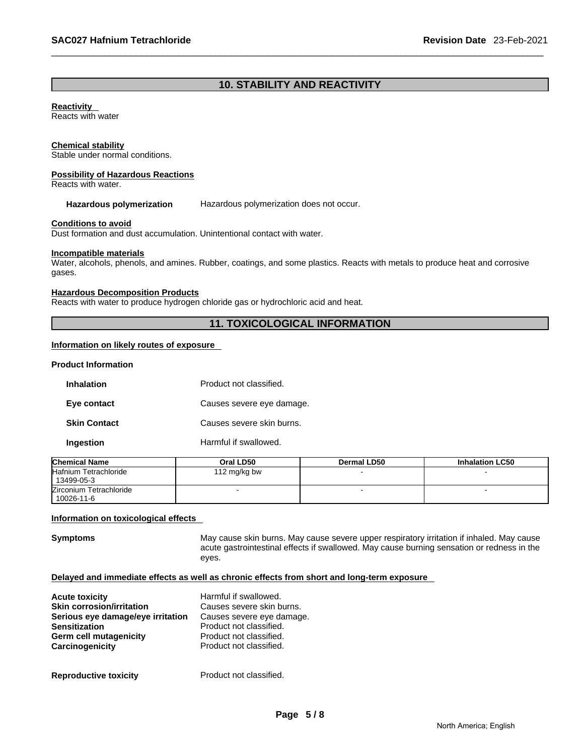## 10. STABILITY AND REACTIVITY

**Reactivity**
Reacts with water

**Chemical stability**
Stable under normal conditions.

**Possibility of Hazardous Reactions**
Reacts with water.

**Hazardous polymerization** Hazardous polymerization does not occur.

**Conditions to avoid**
Dust formation and dust accumulation. Unintentional contact with water.

**Incompatible materials**
Water, alcohols, phenols, and amines. Rubber, coatings, and some plastics. Reacts with metals to produce heat and corrosive gases.

**Hazardous Decomposition Products**
Reacts with water to produce hydrogen chloride gas or hydrochloric acid and heat.

## 11. TOXICOLOGICAL INFORMATION

**Information on likely routes of exposure**

**Product Information**

**Inhalation** Product not classified.

**Eye contact** Causes severe eye damage.

**Skin Contact** Causes severe skin burns.

**Ingestion** Harmful if swallowed.

| Chemical Name | Oral LD50 | Dermal LD50 | Inhalation LC50 |
|---|---|---|---|
| Hafnium Tetrachloride 13499-05-3 | 112 mg/kg bw | - | - |
| Zirconium Tetrachloride 10026-11-6 | - | - | - |

**Information on toxicological effects**

**Symptoms** May cause skin burns. May cause severe upper respiratory irritation if inhaled. May cause acute gastrointestinal effects if swallowed. May cause burning sensation or redness in the eyes.

**Delayed and immediate effects as well as chronic effects from short and long-term exposure**

**Acute toxicity** Harmful if swallowed.
**Skin corrosion/irritation** Causes severe skin burns.
**Serious eye damage/eye irritation** Causes severe eye damage.
**Sensitization** Product not classified.
**Germ cell mutagenicity** Product not classified.
**Carcinogenicity** Product not classified.

**Reproductive toxicity** Product not classified.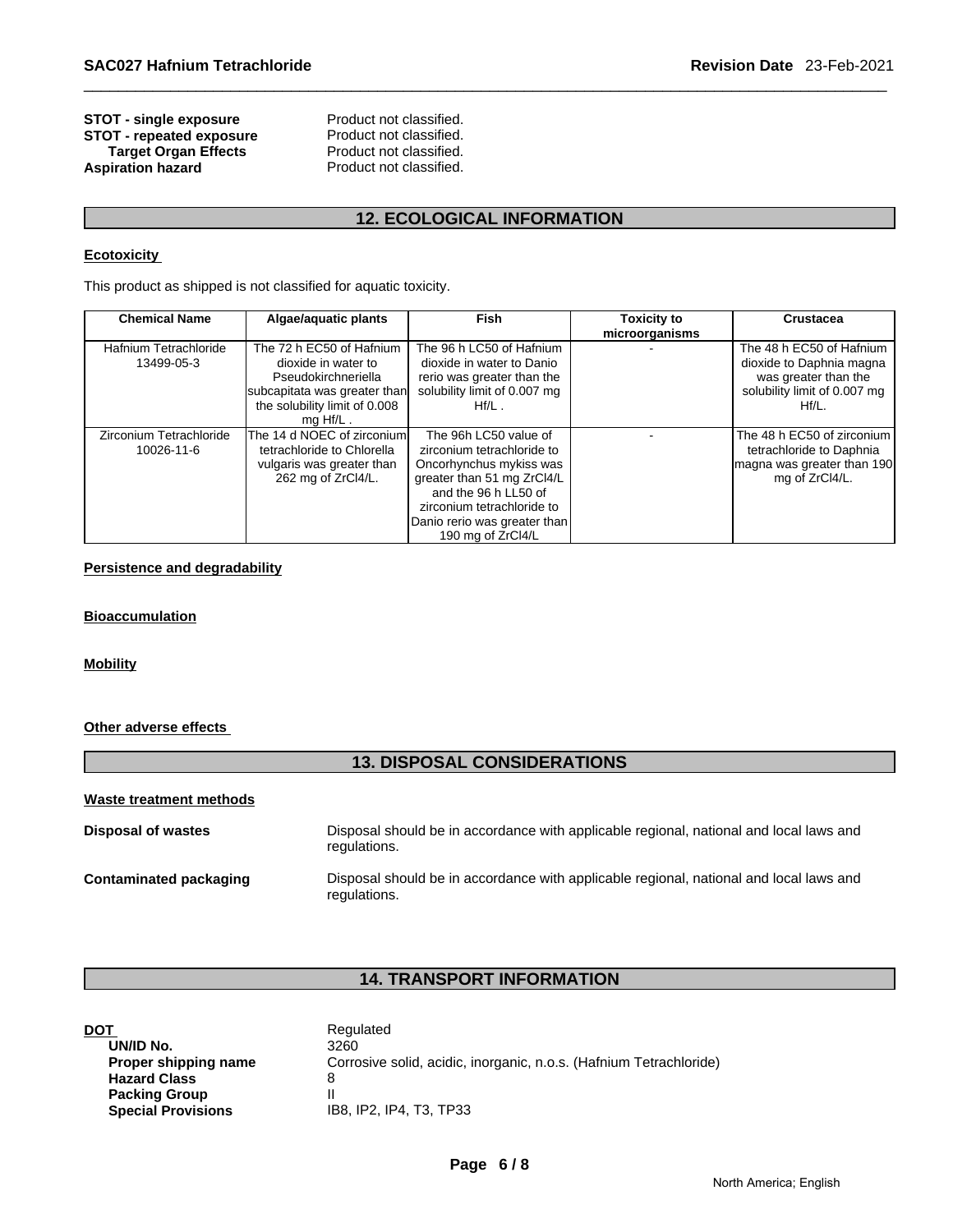| | |
|---|---|
| **STOT - single exposure** | Product not classified. |
| **STOT - repeated exposure** | Product not classified. |
| **Target Organ Effects** | Product not classified. |
| **Aspiration hazard** | Product not classified. |

## 12. ECOLOGICAL INFORMATION

**Ecotoxicity**

This product as shipped is not classified for aquatic toxicity.

| Chemical Name | Algae/aquatic plants | Fish | Toxicity to microorganisms | Crustacea |
|---|---|---|---|---|
| Hafnium Tetrachloride 13499-05-3 | The 72 h EC50 of Hafnium dioxide in water to Pseudokirchneriella subcapitata was greater than the solubility limit of 0.008 mg Hf/L . | The 96 h LC50 of Hafnium dioxide in water to Danio rerio was greater than the solubility limit of 0.007 mg Hf/L . | - | The 48 h EC50 of Hafnium dioxide to Daphnia magna was greater than the solubility limit of 0.007 mg Hf/L. |
| Zirconium Tetrachloride 10026-11-6 | The 14 d NOEC of zirconium tetrachloride to Chlorella vulgaris was greater than 262 mg of $ZrCl_4$/L. | The 96h LC50 value of zirconium tetrachloride to Oncorhynchus mykiss was greater than 51 mg $ZrCl_4$/L and the 96 h LL50 of zirconium tetrachloride to Danio rerio was greater than 190 mg of $ZrCl_4$/L | - | The 48 h EC50 of zirconium tetrachloride to Daphnia magna was greater than 190 mg of $ZrCl_4$/L. |

**Persistence and degradability**

**Bioaccumulation**

**Mobility**

**Other adverse effects**

## 13. DISPOSAL CONSIDERATIONS

**Waste treatment methods**

| | |
|---|---|
| **Disposal of wastes** | Disposal should be in accordance with applicable regional, national and local laws and regulations. |
| **Contaminated packaging** | Disposal should be in accordance with applicable regional, national and local laws and regulations. |

## 14. TRANSPORT INFORMATION

| | |
|---|---|
| **DOT** | Regulated |
| **UN/ID No.** | 3260 |
| **Proper shipping name** | Corrosive solid, acidic, inorganic, n.o.s. (Hafnium Tetrachloride) |
| **Hazard Class** | 8 |
| **Packing Group** | II |
| **Special Provisions** | IB8, IP2, IP4, T3, TP33 |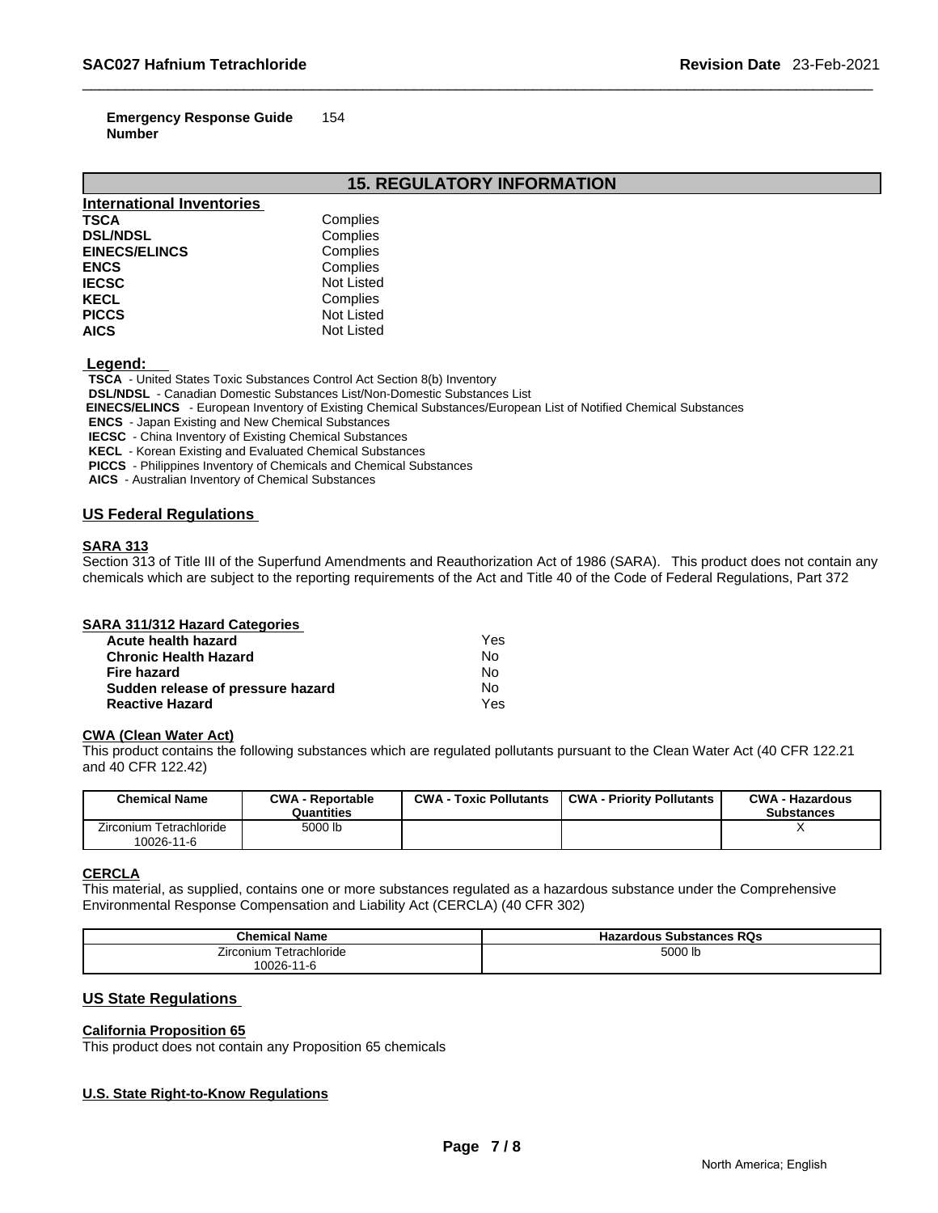**Emergency Response Guide Number** 154

## 15. REGULATORY INFORMATION

### International Inventories

| | |
|---|---|
| **TSCA** | Complies |
| **DSL/NDSL** | Complies |
| **EINECS/ELINCS** | Complies |
| **ENCS** | Complies |
| **IECSC** | Not Listed |
| **KECL** | Complies |
| **PICCS** | Not Listed |
| **AICS** | Not Listed |

**Legend:**

**TSCA** - United States Toxic Substances Control Act Section 8(b) Inventory
**DSL/NDSL** - Canadian Domestic Substances List/Non-Domestic Substances List
**EINECS/ELINCS** - European Inventory of Existing Chemical Substances/European List of Notified Chemical Substances
**ENCS** - Japan Existing and New Chemical Substances
**IECSC** - China Inventory of Existing Chemical Substances
**KECL** - Korean Existing and Evaluated Chemical Substances
**PICCS** - Philippines Inventory of Chemicals and Chemical Substances
**AICS** - Australian Inventory of Chemical Substances

### US Federal Regulations

**SARA 313**

Section 313 of Title III of the Superfund Amendments and Reauthorization Act of 1986 (SARA). This product does not contain any chemicals which are subject to the reporting requirements of the Act and Title 40 of the Code of Federal Regulations, Part 372

**SARA 311/312 Hazard Categories**

| | |
|---|---|
| **Acute health hazard** | Yes |
| **Chronic Health Hazard** | No |
| **Fire hazard** | No |
| **Sudden release of pressure hazard** | No |
| **Reactive Hazard** | Yes |

**CWA (Clean Water Act)**

This product contains the following substances which are regulated pollutants pursuant to the Clean Water Act (40 CFR 122.21 and 40 CFR 122.42)

| Chemical Name | CWA - Reportable Quantities | CWA - Toxic Pollutants | CWA - Priority Pollutants | CWA - Hazardous Substances |
|---|---|---|---|---|
| Zirconium Tetrachloride 10026-11-6 | 5000 lb | | | X |

**CERCLA**

This material, as supplied, contains one or more substances regulated as a hazardous substance under the Comprehensive Environmental Response Compensation and Liability Act (CERCLA) (40 CFR 302)

| Chemical Name | Hazardous Substances RQs |
|---|---|
| Zirconium Tetrachloride 10026-11-6 | 5000 lb |

### US State Regulations

**California Proposition 65**

This product does not contain any Proposition 65 chemicals

**U.S. State Right-to-Know Regulations**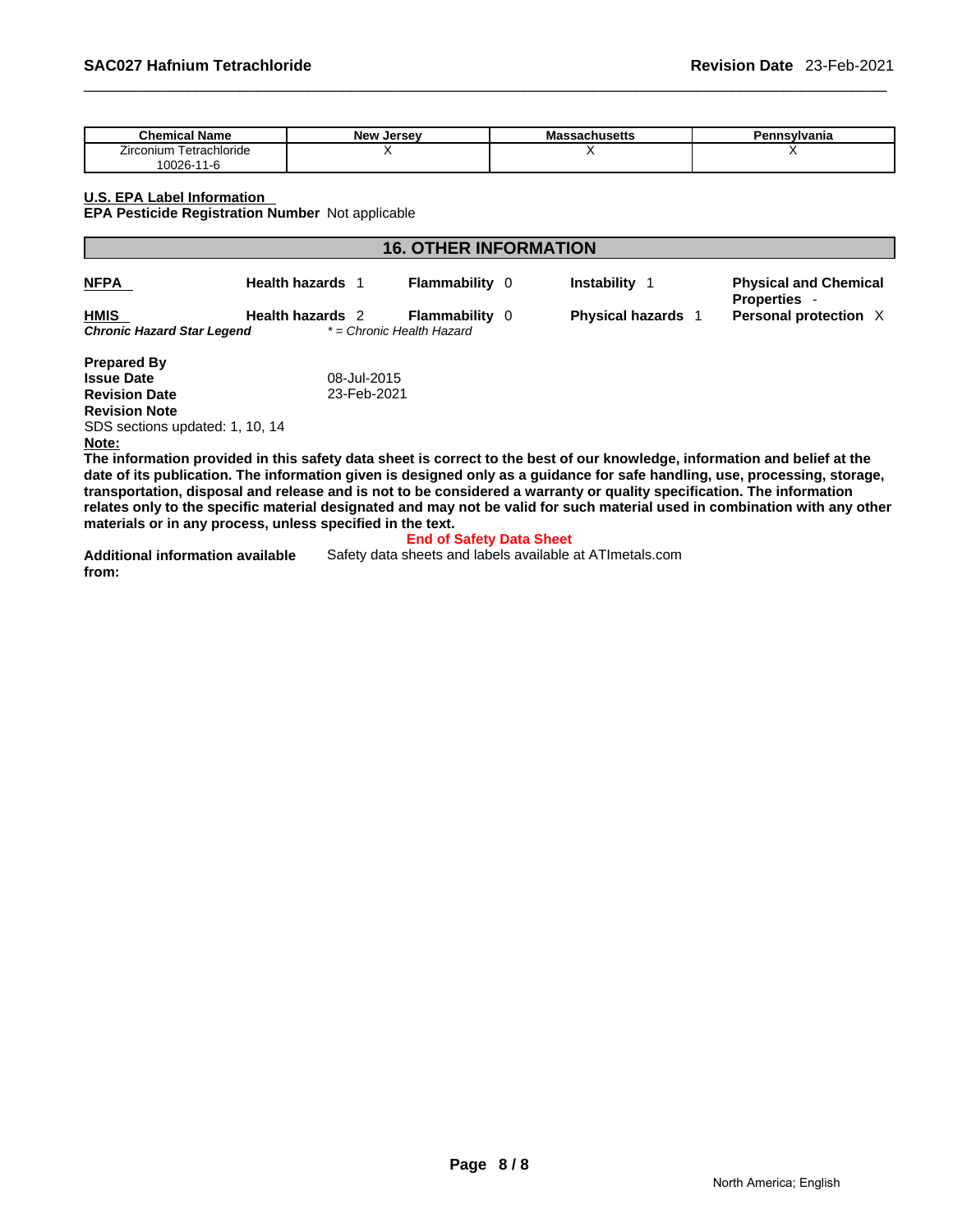| Chemical Name | New Jersey | Massachusetts | Pennsylvania |
| --- | --- | --- | --- |
| Zirconium Tetrachloride 10026-11-6 | X | X | X |

**U.S. EPA Label Information**

**EPA Pesticide Registration Number** Not applicable

## 16. OTHER INFORMATION

| | | | | |
| --- | --- | --- | --- | --- |
| **NFPA** | **Health hazards** 1 | **Flammability** 0 | **Instability** 1 | **Physical and Chemical Properties** - |
| **HMIS** | **Health hazards** 2 | **Flammability** 0 | **Physical hazards** 1 | **Personal protection** X |

***Chronic Hazard Star Legend*** *\* = Chronic Health Hazard*

**Prepared By**

**Issue Date** 08-Jul-2015

**Revision Date** 23-Feb-2021

**Revision Note**

SDS sections updated: 1, 10, 14

**Note:**

**The information provided in this safety data sheet is correct to the best of our knowledge, information and belief at the date of its publication. The information given is designed only as a guidance for safe handling, use, processing, storage, transportation, disposal and release and is not to be considered a warranty or quality specification. The information relates only to the specific material designated and may not be valid for such material used in combination with any other materials or in any process, unless specified in the text.**

**End of Safety Data Sheet**

**Additional information available from:** Safety data sheets and labels available at ATImetals.com